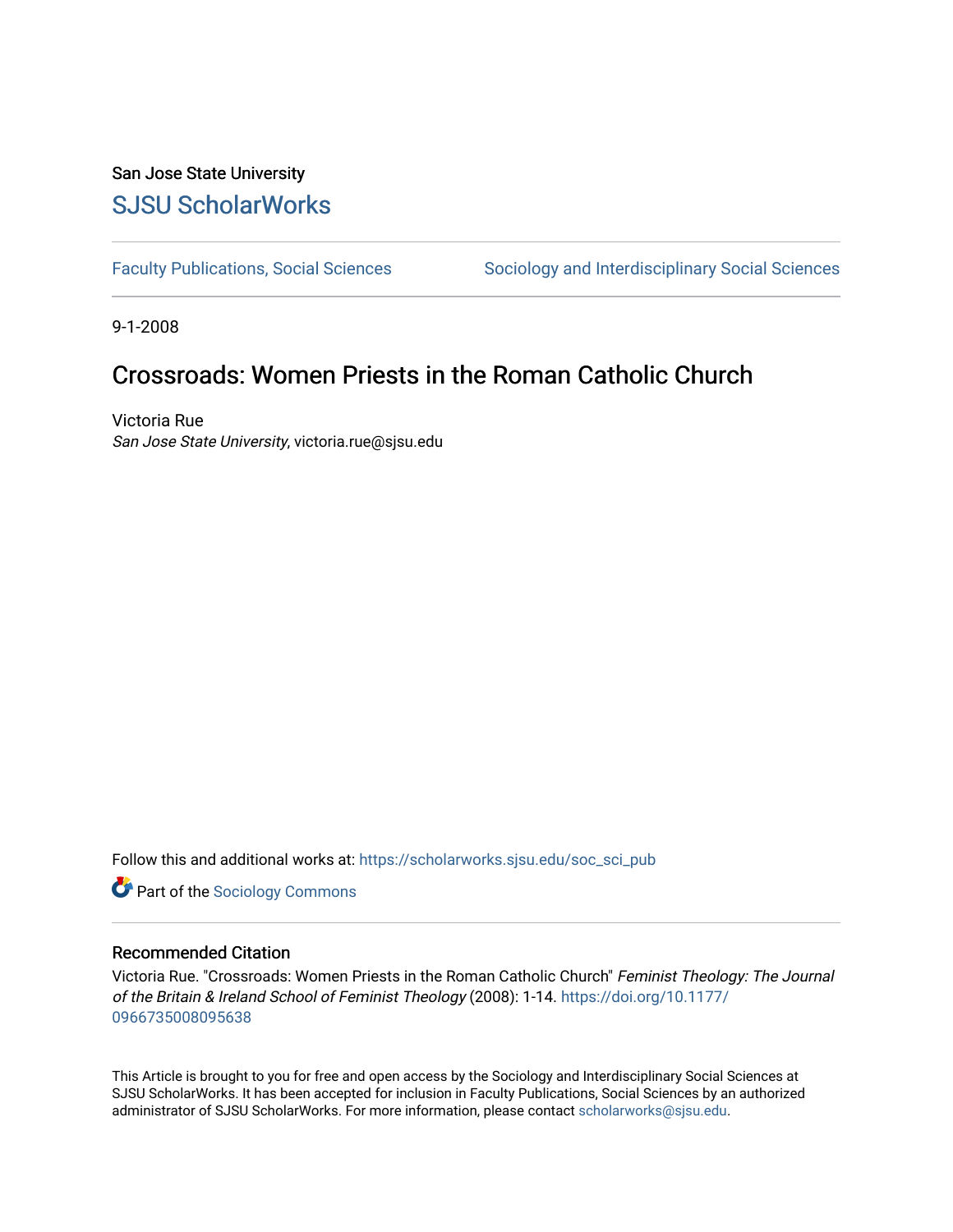San Jose State University

# SJSU ScholarWorks

Faculty Publications, Social Sciences | Sociology and Interdisciplinary Social Sciences

9-1-2008

## Crossroads: Women Priests in the Roman Catholic Church

Victoria Rue
*San Jose State University*, victoria.rue@sjsu.edu

Follow this and additional works at: https://scholarworks.sjsu.edu/soc_sci_pub

Part of the Sociology Commons

### Recommended Citation

Victoria Rue. "Crossroads: Women Priests in the Roman Catholic Church" *Feminist Theology: The Journal of the Britain & Ireland School of Feminist Theology* (2008): 1-14. https://doi.org/10.1177/0966735008095638

This Article is brought to you for free and open access by the Sociology and Interdisciplinary Social Sciences at SJSU ScholarWorks. It has been accepted for inclusion in Faculty Publications, Social Sciences by an authorized administrator of SJSU ScholarWorks. For more information, please contact scholarworks@sjsu.edu.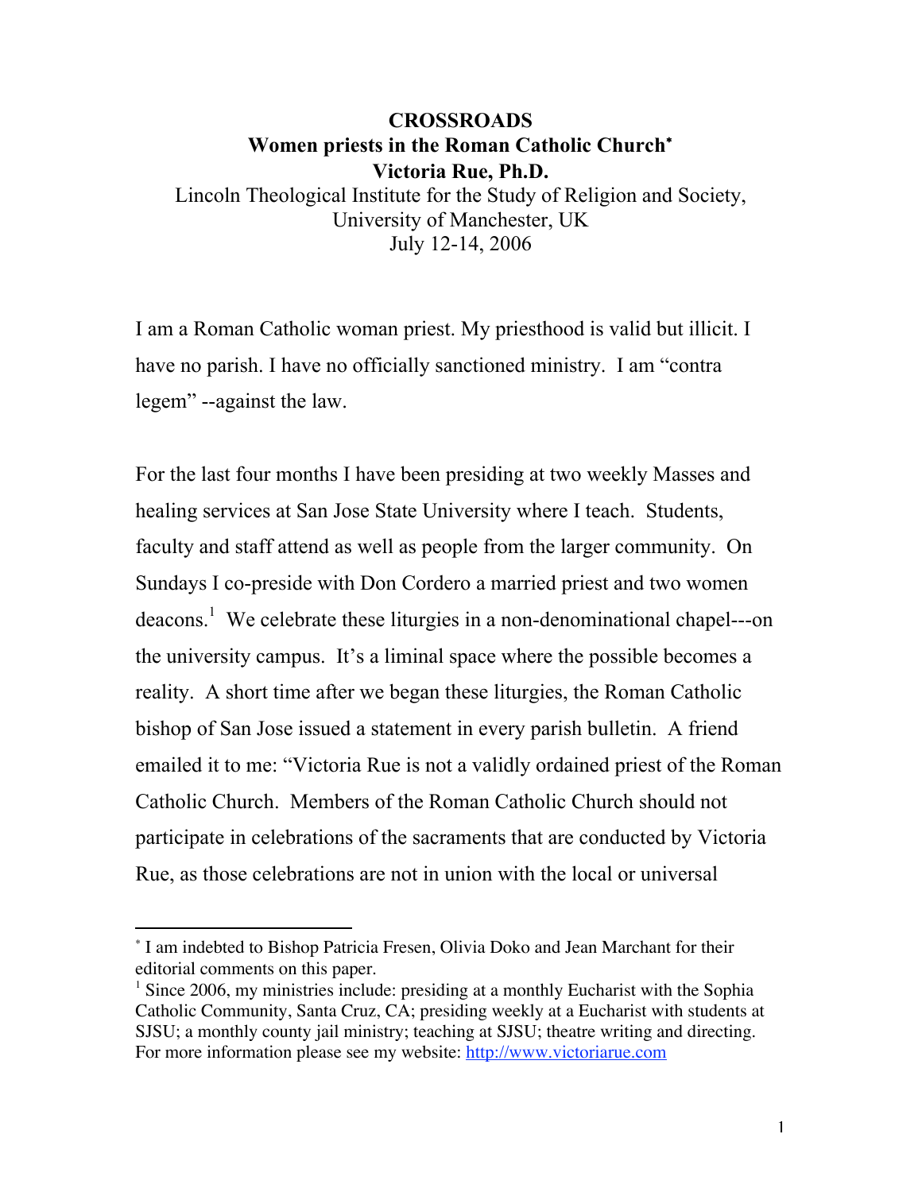**CROSSROADS**
**Women priests in the Roman Catholic Church***
**Victoria Rue, Ph.D.**

Lincoln Theological Institute for the Study of Religion and Society, University of Manchester, UK
July 12-14, 2006

I am a Roman Catholic woman priest. My priesthood is valid but illicit. I have no parish. I have no officially sanctioned ministry. I am "contra legem" --against the law.

For the last four months I have been presiding at two weekly Masses and healing services at San Jose State University where I teach. Students, faculty and staff attend as well as people from the larger community. On Sundays I co-preside with Don Cordero a married priest and two women deacons.[1] We celebrate these liturgies in a non-denominational chapel---on the university campus. It's a liminal space where the possible becomes a reality. A short time after we began these liturgies, the Roman Catholic bishop of San Jose issued a statement in every parish bulletin. A friend emailed it to me: "Victoria Rue is not a validly ordained priest of the Roman Catholic Church. Members of the Roman Catholic Church should not participate in celebrations of the sacraments that are conducted by Victoria Rue, as those celebrations are not in union with the local or universal

---

* I am indebted to Bishop Patricia Fresen, Olivia Doko and Jean Marchant for their editorial comments on this paper.

[1] Since 2006, my ministries include: presiding at a monthly Eucharist with the Sophia Catholic Community, Santa Cruz, CA; presiding weekly at a Eucharist with students at SJSU; a monthly county jail ministry; teaching at SJSU; theatre writing and directing. For more information please see my website: http://www.victoriarue.com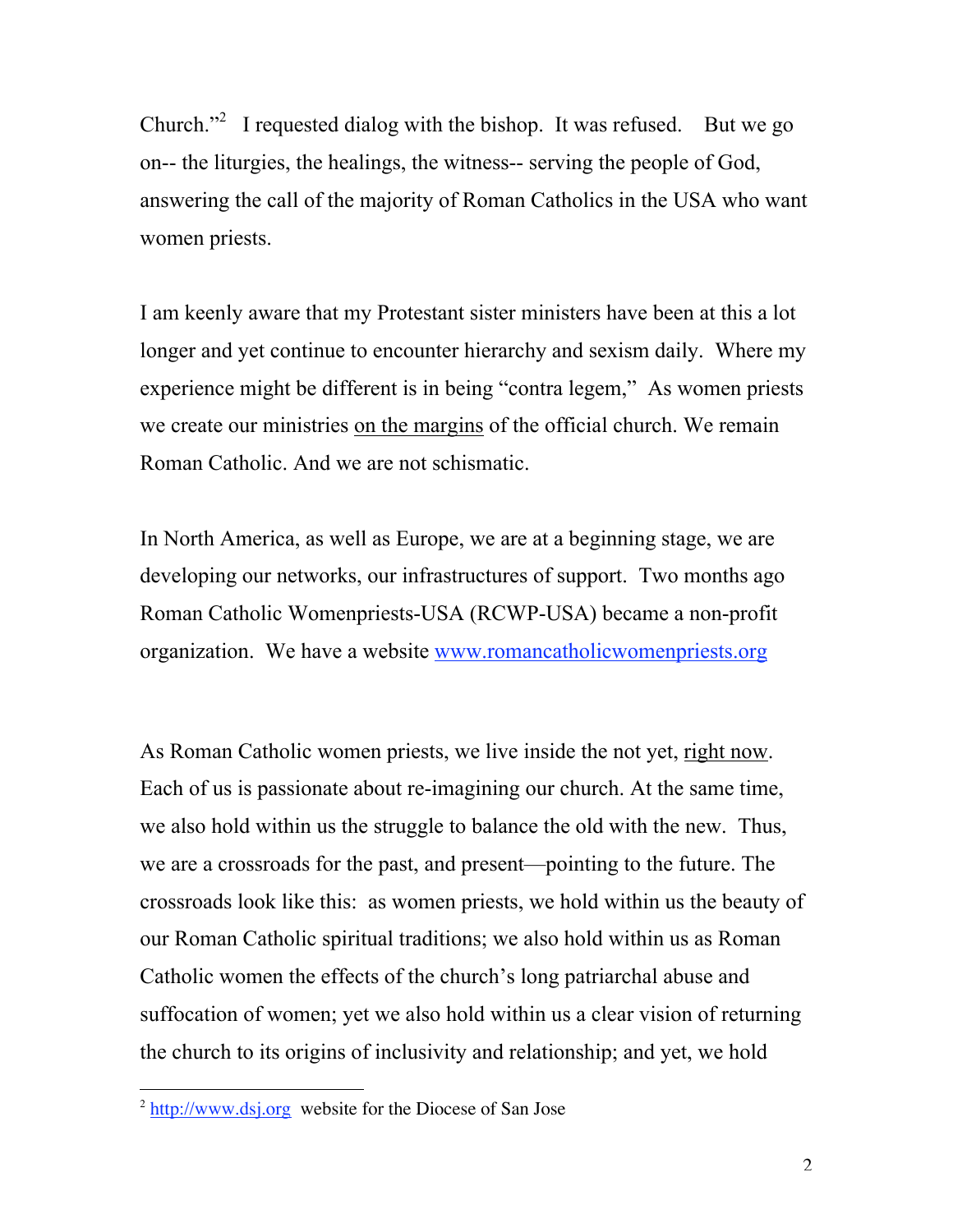Church."[2] I requested dialog with the bishop. It was refused. But we go on-- the liturgies, the healings, the witness-- serving the people of God, answering the call of the majority of Roman Catholics in the USA who want women priests.

I am keenly aware that my Protestant sister ministers have been at this a lot longer and yet continue to encounter hierarchy and sexism daily. Where my experience might be different is in being "contra legem," As women priests we create our ministries <u>on the margins</u> of the official church. We remain Roman Catholic. And we are not schismatic.

In North America, as well as Europe, we are at a beginning stage, we are developing our networks, our infrastructures of support. Two months ago Roman Catholic Womenpriests-USA (RCWP-USA) became a non-profit organization. We have a website www.romancatholicwomenpriests.org

As Roman Catholic women priests, we live inside the not yet, <u>right now</u>. Each of us is passionate about re-imagining our church. At the same time, we also hold within us the struggle to balance the old with the new. Thus, we are a crossroads for the past, and present—pointing to the future. The crossroads look like this: as women priests, we hold within us the beauty of our Roman Catholic spiritual traditions; we also hold within us as Roman Catholic women the effects of the church's long patriarchal abuse and suffocation of women; yet we also hold within us a clear vision of returning the church to its origins of inclusivity and relationship; and yet, we hold

[2] http://www.dsj.org website for the Diocese of San Jose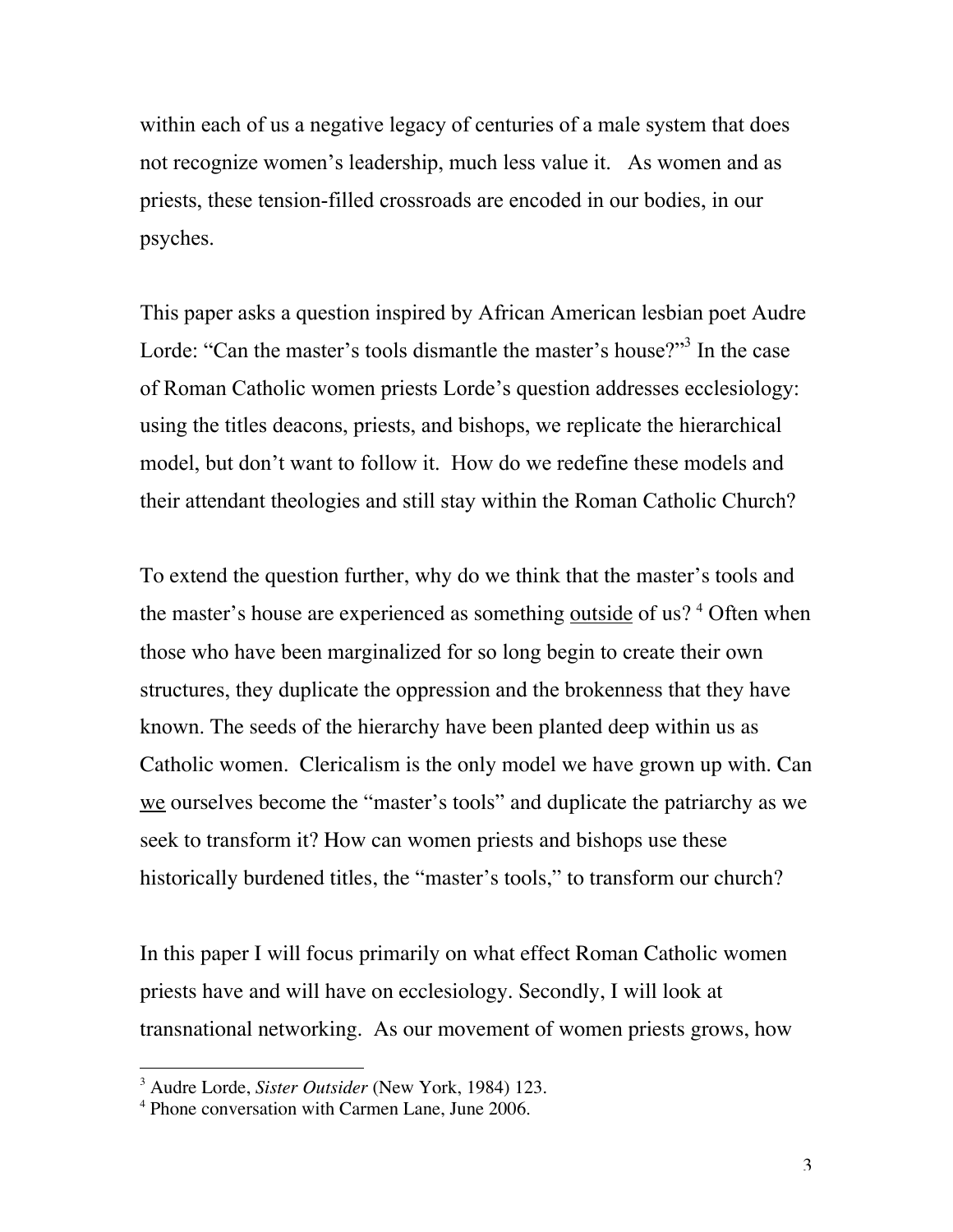within each of us a negative legacy of centuries of a male system that does not recognize women's leadership, much less value it. As women and as priests, these tension-filled crossroads are encoded in our bodies, in our psyches.

This paper asks a question inspired by African American lesbian poet Audre Lorde: "Can the master's tools dismantle the master's house?"[3] In the case of Roman Catholic women priests Lorde's question addresses ecclesiology: using the titles deacons, priests, and bishops, we replicate the hierarchical model, but don't want to follow it. How do we redefine these models and their attendant theologies and still stay within the Roman Catholic Church?

To extend the question further, why do we think that the master's tools and the master's house are experienced as something <u>outside</u> of us? [4] Often when those who have been marginalized for so long begin to create their own structures, they duplicate the oppression and the brokenness that they have known. The seeds of the hierarchy have been planted deep within us as Catholic women. Clericalism is the only model we have grown up with. Can <u>we</u> ourselves become the "master's tools" and duplicate the patriarchy as we seek to transform it? How can women priests and bishops use these historically burdened titles, the "master's tools," to transform our church?

In this paper I will focus primarily on what effect Roman Catholic women priests have and will have on ecclesiology. Secondly, I will look at transnational networking. As our movement of women priests grows, how

---

[3] Audre Lorde, *Sister Outsider* (New York, 1984) 123.

[4] Phone conversation with Carmen Lane, June 2006.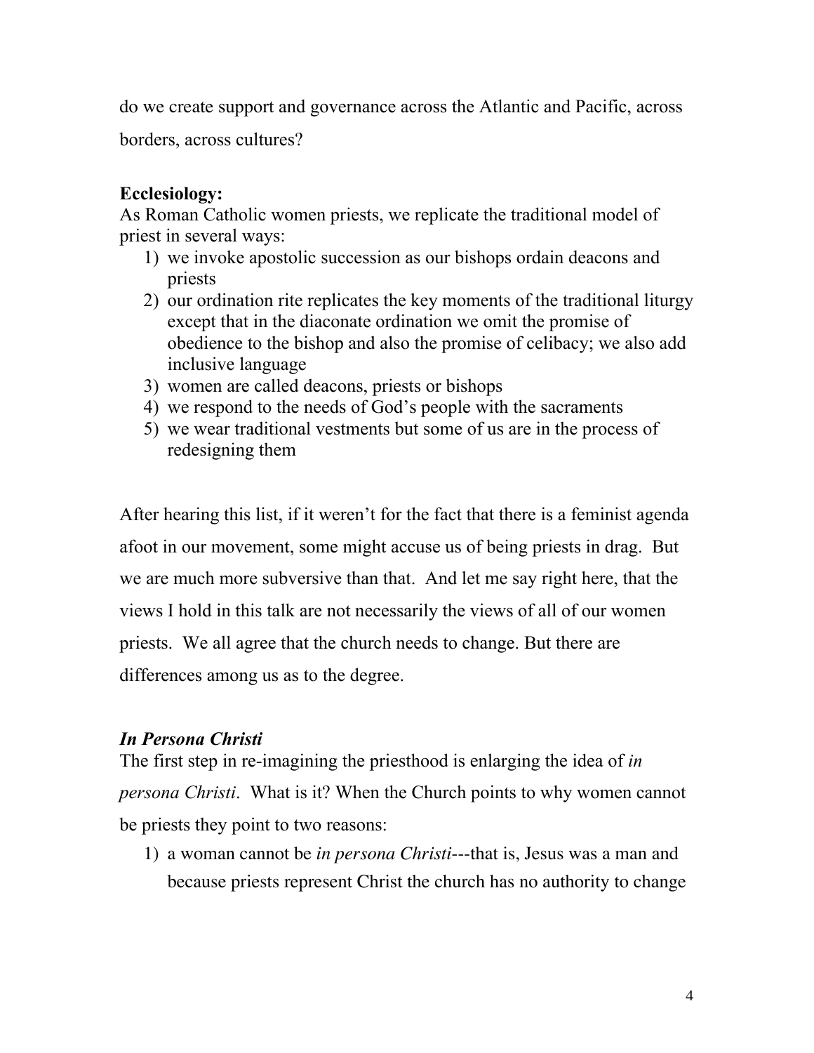do we create support and governance across the Atlantic and Pacific, across borders, across cultures?

**Ecclesiology:**
As Roman Catholic women priests, we replicate the traditional model of priest in several ways:

1) we invoke apostolic succession as our bishops ordain deacons and priests
2) our ordination rite replicates the key moments of the traditional liturgy except that in the diaconate ordination we omit the promise of obedience to the bishop and also the promise of celibacy; we also add inclusive language
3) women are called deacons, priests or bishops
4) we respond to the needs of God's people with the sacraments
5) we wear traditional vestments but some of us are in the process of redesigning them

After hearing this list, if it weren't for the fact that there is a feminist agenda afoot in our movement, some might accuse us of being priests in drag. But we are much more subversive than that. And let me say right here, that the views I hold in this talk are not necessarily the views of all of our women priests. We all agree that the church needs to change. But there are differences among us as to the degree.

***In Persona Christi***
The first step in re-imagining the priesthood is enlarging the idea of *in persona Christi*. What is it? When the Church points to why women cannot be priests they point to two reasons:

1) a woman cannot be *in persona Christi*---that is, Jesus was a man and because priests represent Christ the church has no authority to change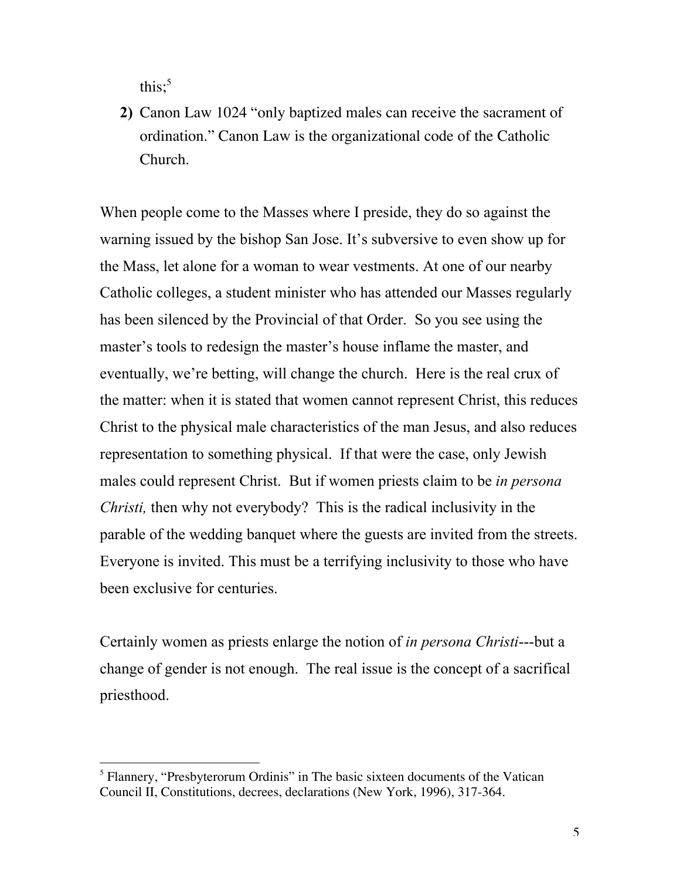this;[5]

2) Canon Law 1024 "only baptized males can receive the sacrament of ordination." Canon Law is the organizational code of the Catholic Church.

When people come to the Masses where I preside, they do so against the warning issued by the bishop San Jose. It's subversive to even show up for the Mass, let alone for a woman to wear vestments. At one of our nearby Catholic colleges, a student minister who has attended our Masses regularly has been silenced by the Provincial of that Order. So you see using the master's tools to redesign the master's house inflame the master, and eventually, we're betting, will change the church. Here is the real crux of the matter: when it is stated that women cannot represent Christ, this reduces Christ to the physical male characteristics of the man Jesus, and also reduces representation to something physical. If that were the case, only Jewish males could represent Christ. But if women priests claim to be *in persona Christi,* then why not everybody? This is the radical inclusivity in the parable of the wedding banquet where the guests are invited from the streets. Everyone is invited. This must be a terrifying inclusivity to those who have been exclusive for centuries.

Certainly women as priests enlarge the notion of *in persona Christi*---but a change of gender is not enough. The real issue is the concept of a sacrifical priesthood.

---

[5] Flannery, "Presbyterorum Ordinis" in The basic sixteen documents of the Vatican Council II, Constitutions, decrees, declarations (New York, 1996), 317-364.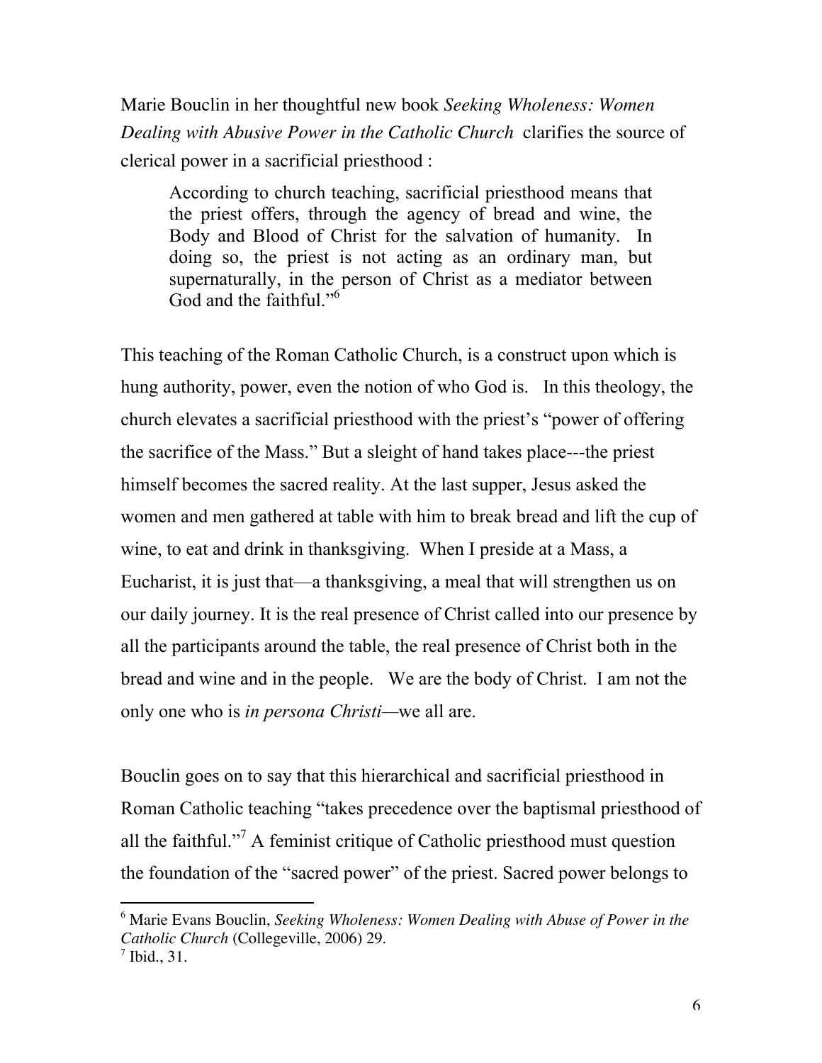Marie Bouclin in her thoughtful new book *Seeking Wholeness: Women Dealing with Abusive Power in the Catholic Church* clarifies the source of clerical power in a sacrificial priesthood :

> According to church teaching, sacrificial priesthood means that the priest offers, through the agency of bread and wine, the Body and Blood of Christ for the salvation of humanity. In doing so, the priest is not acting as an ordinary man, but supernaturally, in the person of Christ as a mediator between God and the faithful."[6]

This teaching of the Roman Catholic Church, is a construct upon which is hung authority, power, even the notion of who God is. In this theology, the church elevates a sacrificial priesthood with the priest's "power of offering the sacrifice of the Mass." But a sleight of hand takes place---the priest himself becomes the sacred reality. At the last supper, Jesus asked the women and men gathered at table with him to break bread and lift the cup of wine, to eat and drink in thanksgiving. When I preside at a Mass, a Eucharist, it is just that—a thanksgiving, a meal that will strengthen us on our daily journey. It is the real presence of Christ called into our presence by all the participants around the table, the real presence of Christ both in the bread and wine and in the people. We are the body of Christ. I am not the only one who is *in persona Christi*—we all are.

Bouclin goes on to say that this hierarchical and sacrificial priesthood in Roman Catholic teaching "takes precedence over the baptismal priesthood of all the faithful."[7] A feminist critique of Catholic priesthood must question the foundation of the "sacred power" of the priest. Sacred power belongs to

---

[6] Marie Evans Bouclin, *Seeking Wholeness: Women Dealing with Abuse of Power in the Catholic Church* (Collegeville, 2006) 29.

[7] Ibid., 31.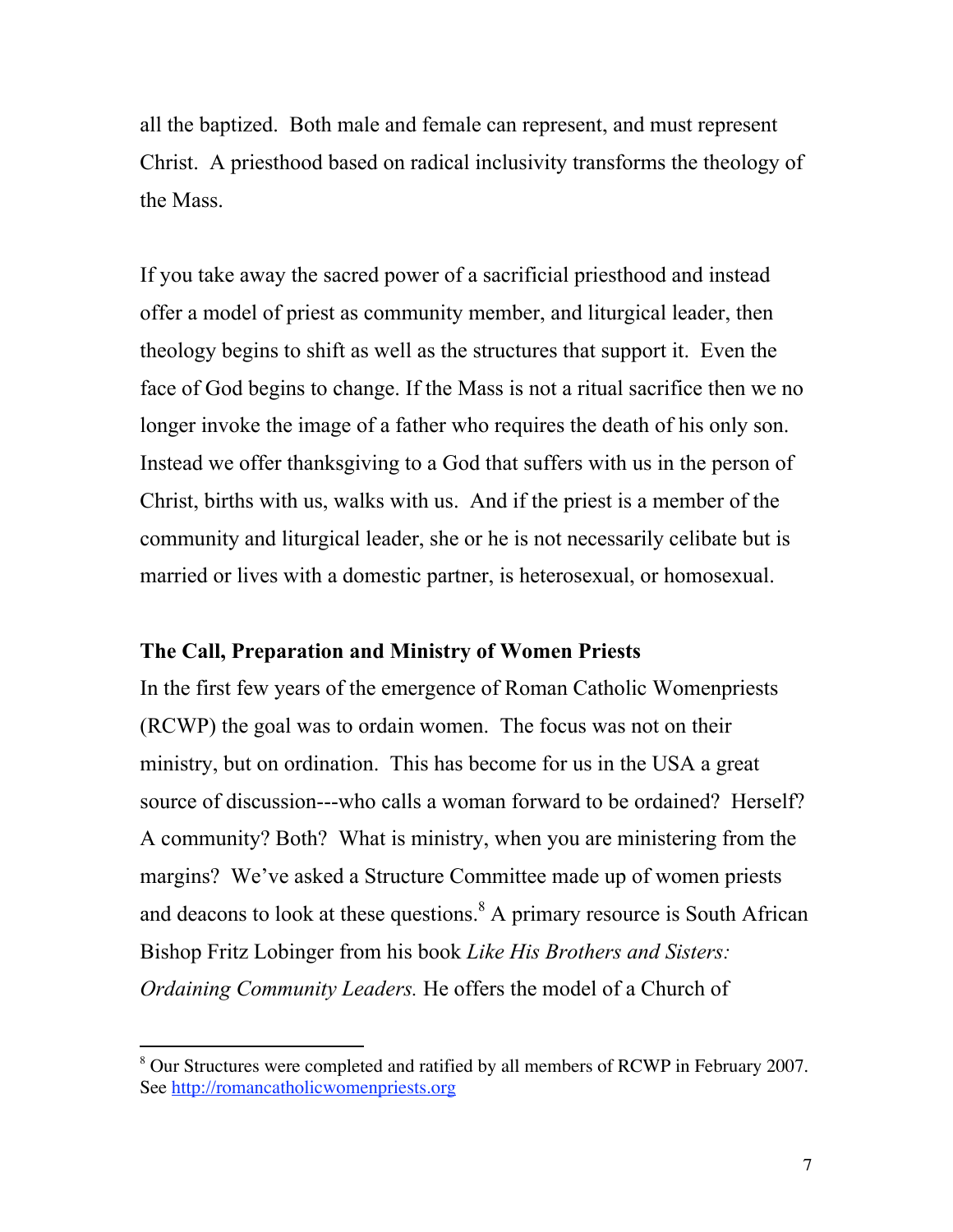all the baptized. Both male and female can represent, and must represent Christ. A priesthood based on radical inclusivity transforms the theology of the Mass.

If you take away the sacred power of a sacrificial priesthood and instead offer a model of priest as community member, and liturgical leader, then theology begins to shift as well as the structures that support it. Even the face of God begins to change. If the Mass is not a ritual sacrifice then we no longer invoke the image of a father who requires the death of his only son. Instead we offer thanksgiving to a God that suffers with us in the person of Christ, births with us, walks with us. And if the priest is a member of the community and liturgical leader, she or he is not necessarily celibate but is married or lives with a domestic partner, is heterosexual, or homosexual.

**The Call, Preparation and Ministry of Women Priests**

In the first few years of the emergence of Roman Catholic Womenpriests (RCWP) the goal was to ordain women. The focus was not on their ministry, but on ordination. This has become for us in the USA a great source of discussion---who calls a woman forward to be ordained? Herself? A community? Both? What is ministry, when you are ministering from the margins? We've asked a Structure Committee made up of women priests and deacons to look at these questions.[8] A primary resource is South African Bishop Fritz Lobinger from his book *Like His Brothers and Sisters: Ordaining Community Leaders.* He offers the model of a Church of

[8] Our Structures were completed and ratified by all members of RCWP in February 2007. See http://romancatholicwomenpriests.org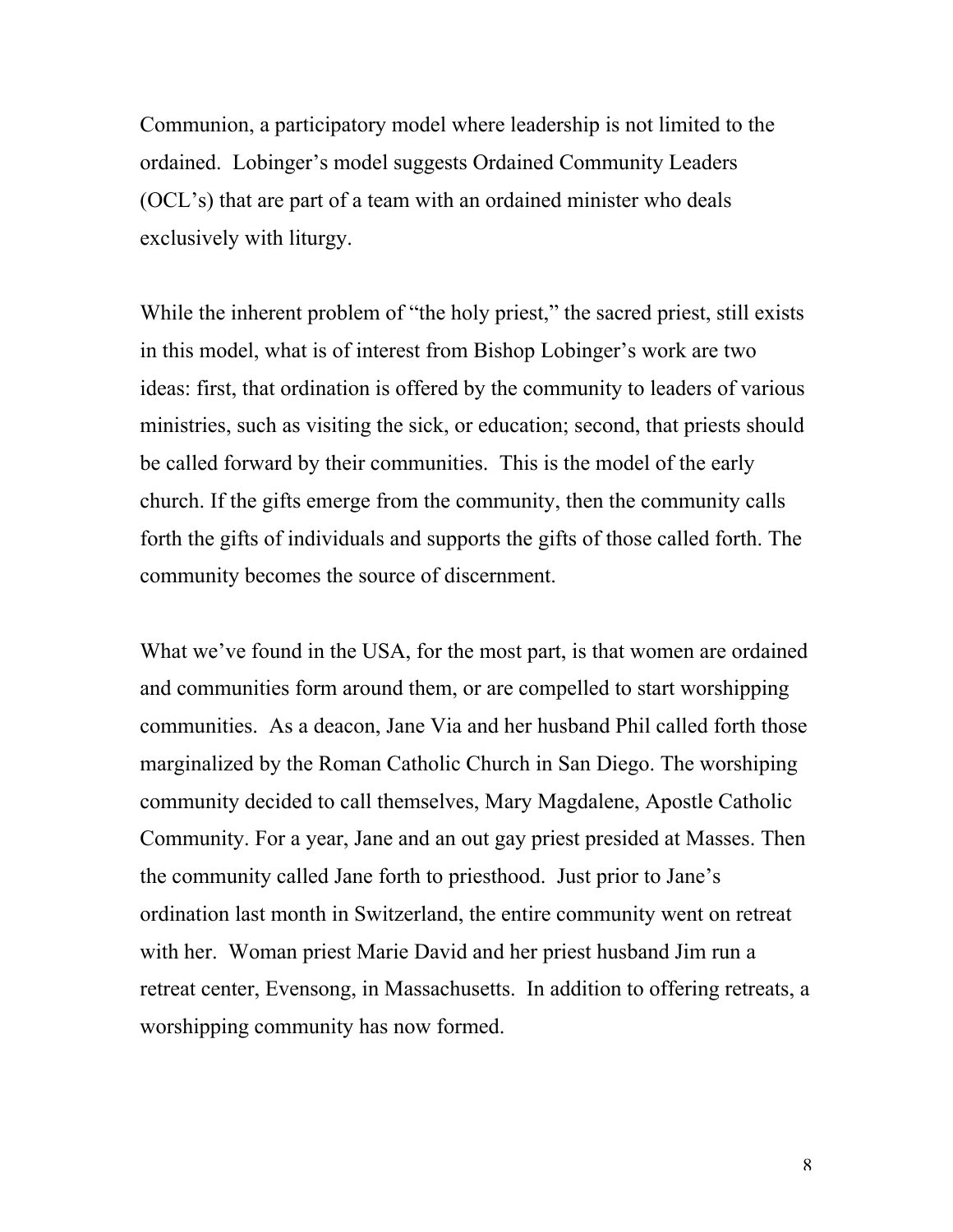Communion, a participatory model where leadership is not limited to the ordained. Lobinger's model suggests Ordained Community Leaders (OCL's) that are part of a team with an ordained minister who deals exclusively with liturgy.

While the inherent problem of "the holy priest," the sacred priest, still exists in this model, what is of interest from Bishop Lobinger's work are two ideas: first, that ordination is offered by the community to leaders of various ministries, such as visiting the sick, or education; second, that priests should be called forward by their communities. This is the model of the early church. If the gifts emerge from the community, then the community calls forth the gifts of individuals and supports the gifts of those called forth. The community becomes the source of discernment.

What we've found in the USA, for the most part, is that women are ordained and communities form around them, or are compelled to start worshipping communities. As a deacon, Jane Via and her husband Phil called forth those marginalized by the Roman Catholic Church in San Diego. The worshiping community decided to call themselves, Mary Magdalene, Apostle Catholic Community. For a year, Jane and an out gay priest presided at Masses. Then the community called Jane forth to priesthood. Just prior to Jane's ordination last month in Switzerland, the entire community went on retreat with her. Woman priest Marie David and her priest husband Jim run a retreat center, Evensong, in Massachusetts. In addition to offering retreats, a worshipping community has now formed.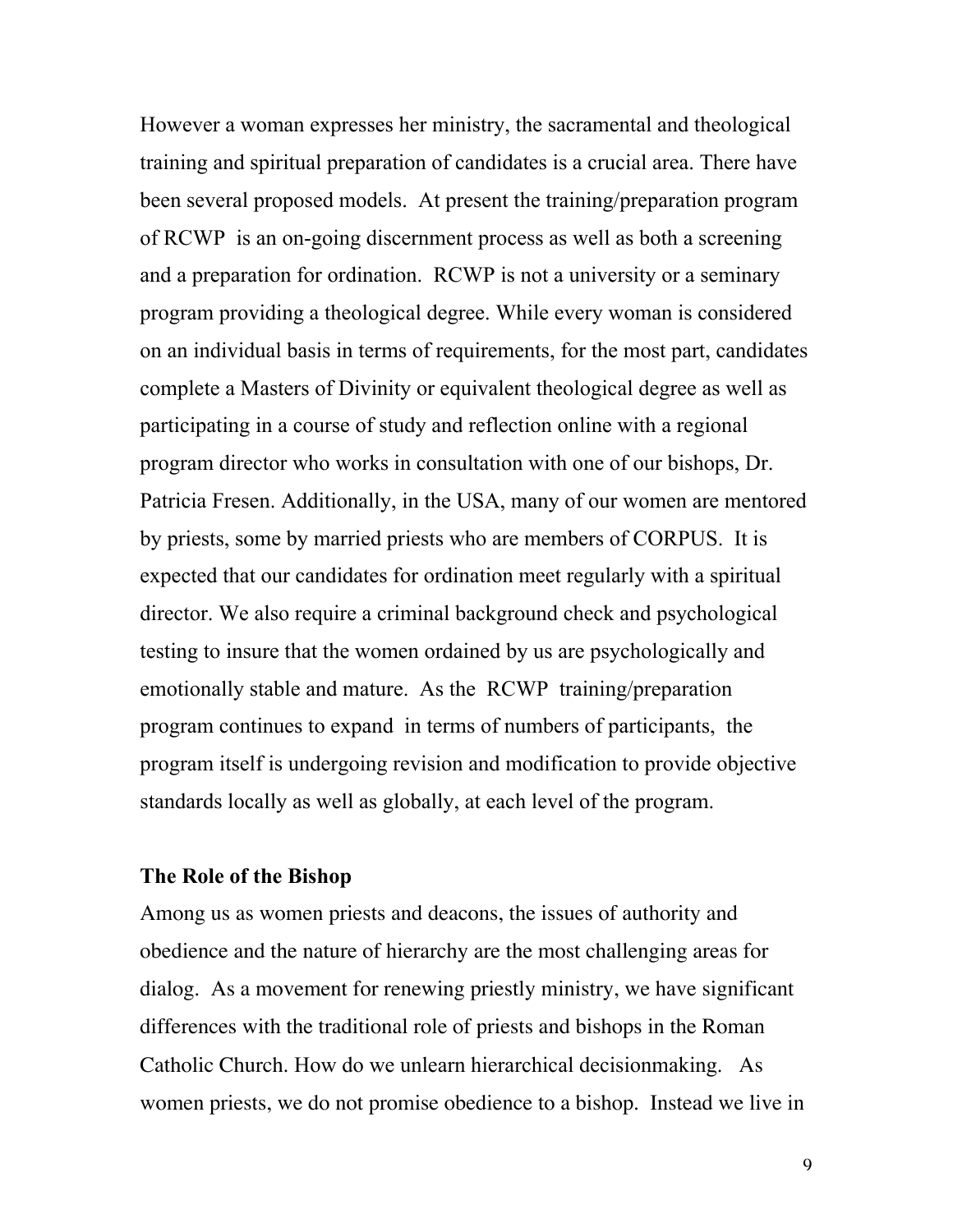However a woman expresses her ministry, the sacramental and theological training and spiritual preparation of candidates is a crucial area. There have been several proposed models. At present the training/preparation program of RCWP is an on-going discernment process as well as both a screening and a preparation for ordination. RCWP is not a university or a seminary program providing a theological degree. While every woman is considered on an individual basis in terms of requirements, for the most part, candidates complete a Masters of Divinity or equivalent theological degree as well as participating in a course of study and reflection online with a regional program director who works in consultation with one of our bishops, Dr. Patricia Fresen. Additionally, in the USA, many of our women are mentored by priests, some by married priests who are members of CORPUS. It is expected that our candidates for ordination meet regularly with a spiritual director. We also require a criminal background check and psychological testing to insure that the women ordained by us are psychologically and emotionally stable and mature. As the RCWP training/preparation program continues to expand in terms of numbers of participants, the program itself is undergoing revision and modification to provide objective standards locally as well as globally, at each level of the program.

**The Role of the Bishop**

Among us as women priests and deacons, the issues of authority and obedience and the nature of hierarchy are the most challenging areas for dialog. As a movement for renewing priestly ministry, we have significant differences with the traditional role of priests and bishops in the Roman Catholic Church. How do we unlearn hierarchical decisionmaking. As women priests, we do not promise obedience to a bishop. Instead we live in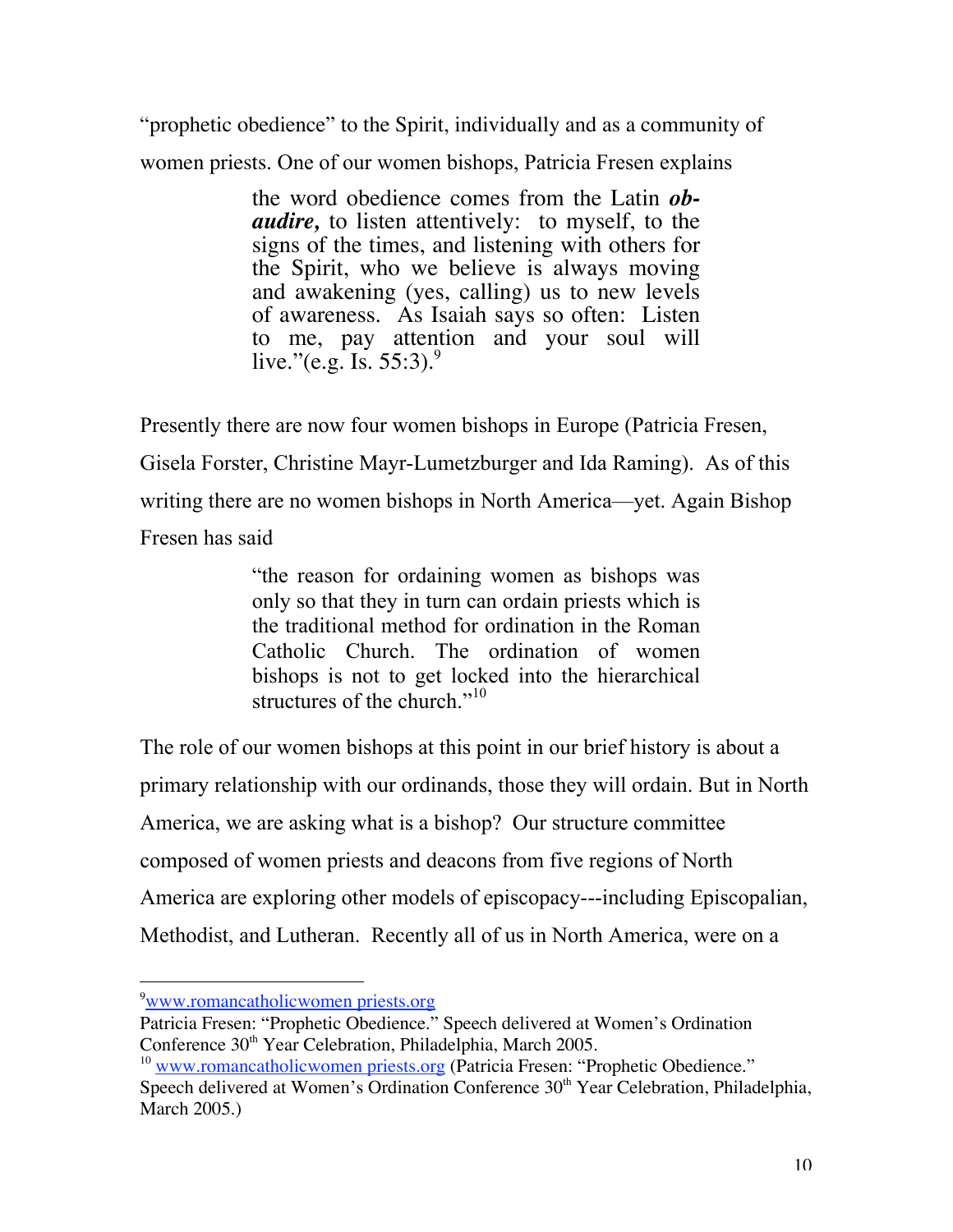"prophetic obedience" to the Spirit, individually and as a community of women priests. One of our women bishops, Patricia Fresen explains

> the word obedience comes from the Latin ***ob-audire,*** to listen attentively: to myself, to the signs of the times, and listening with others for the Spirit, who we believe is always moving and awakening (yes, calling) us to new levels of awareness. As Isaiah says so often: Listen to me, pay attention and your soul will live."(e.g. Is. 55:3).[9]

Presently there are now four women bishops in Europe (Patricia Fresen, Gisela Forster, Christine Mayr-Lumetzburger and Ida Raming). As of this writing there are no women bishops in North America—yet. Again Bishop Fresen has said

> "the reason for ordaining women as bishops was only so that they in turn can ordain priests which is the traditional method for ordination in the Roman Catholic Church. The ordination of women bishops is not to get locked into the hierarchical structures of the church."[10]

The role of our women bishops at this point in our brief history is about a primary relationship with our ordinands, those they will ordain. But in North America, we are asking what is a bishop? Our structure committee composed of women priests and deacons from five regions of North America are exploring other models of episcopacy---including Episcopalian, Methodist, and Lutheran. Recently all of us in North America, were on a

---

[9] www.romancatholicwomen priests.org
Patricia Fresen: "Prophetic Obedience." Speech delivered at Women's Ordination Conference 30th Year Celebration, Philadelphia, March 2005.

[10] www.romancatholicwomen priests.org (Patricia Fresen: "Prophetic Obedience." Speech delivered at Women's Ordination Conference 30th Year Celebration, Philadelphia, March 2005.)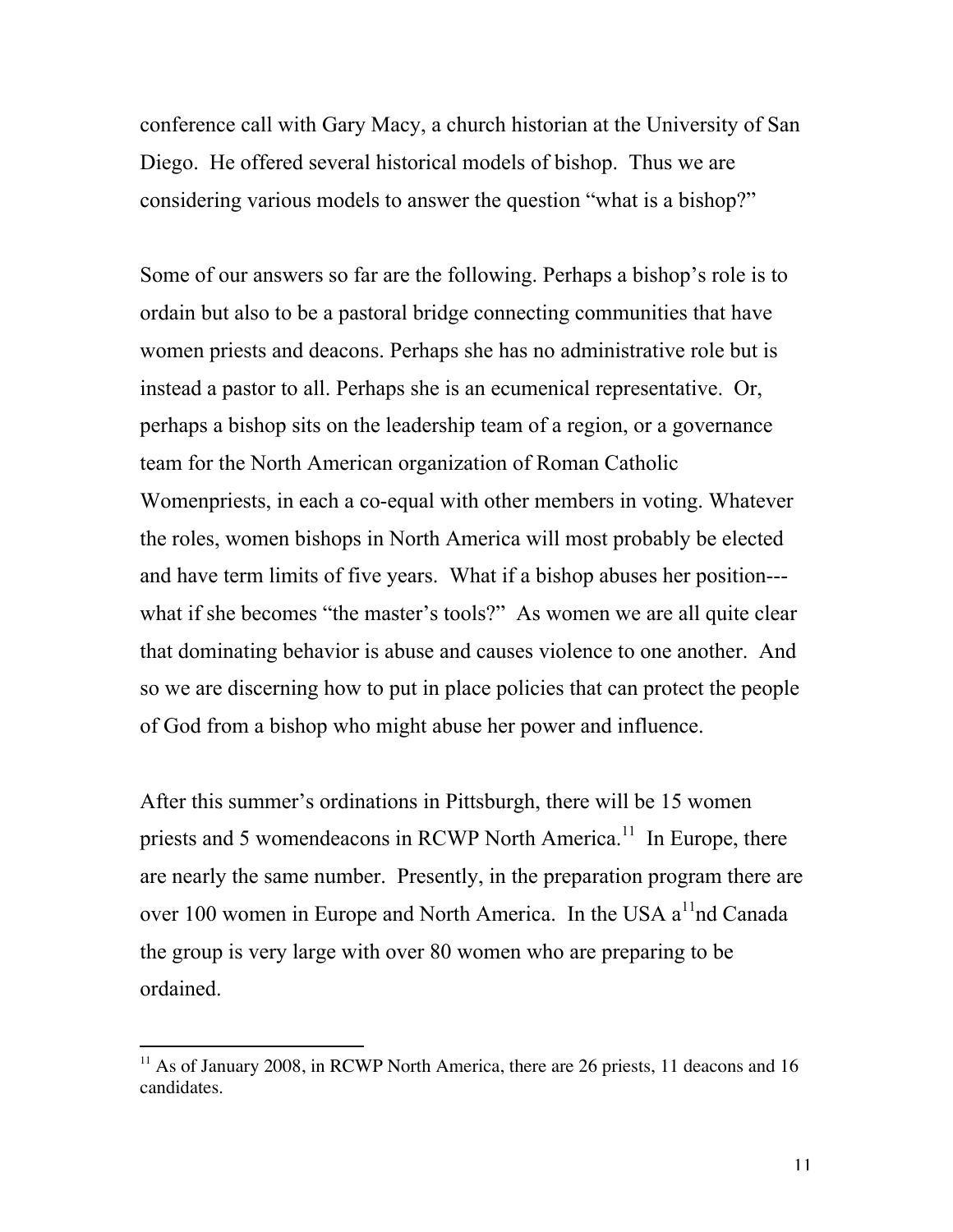conference call with Gary Macy, a church historian at the University of San Diego. He offered several historical models of bishop. Thus we are considering various models to answer the question "what is a bishop?"

Some of our answers so far are the following. Perhaps a bishop's role is to ordain but also to be a pastoral bridge connecting communities that have women priests and deacons. Perhaps she has no administrative role but is instead a pastor to all. Perhaps she is an ecumenical representative. Or, perhaps a bishop sits on the leadership team of a region, or a governance team for the North American organization of Roman Catholic Womenpriests, in each a co-equal with other members in voting. Whatever the roles, women bishops in North America will most probably be elected and have term limits of five years. What if a bishop abuses her position---what if she becomes "the master's tools?" As women we are all quite clear that dominating behavior is abuse and causes violence to one another. And so we are discerning how to put in place policies that can protect the people of God from a bishop who might abuse her power and influence.

After this summer's ordinations in Pittsburgh, there will be 15 women priests and 5 womendeacons in RCWP North America.[11] In Europe, there are nearly the same number. Presently, in the preparation program there are over 100 women in Europe and North America. In the USA a[11]nd Canada the group is very large with over 80 women who are preparing to be ordained.

---

[11] As of January 2008, in RCWP North America, there are 26 priests, 11 deacons and 16 candidates.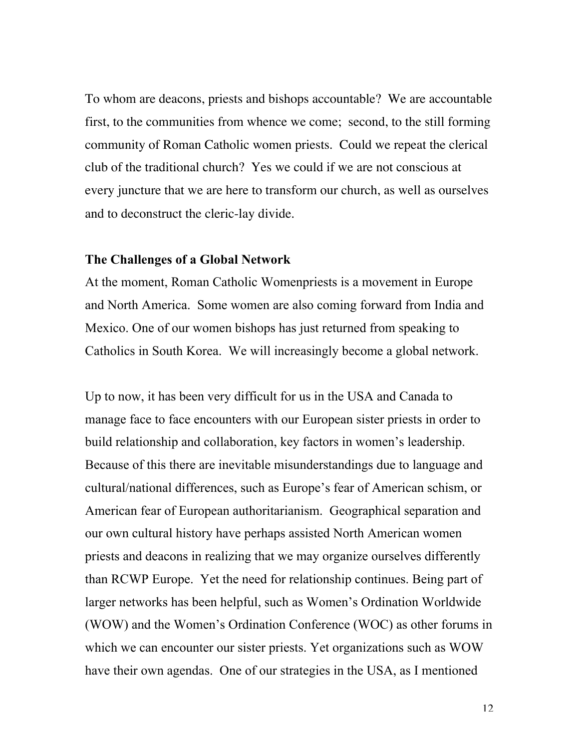To whom are deacons, priests and bishops accountable? We are accountable first, to the communities from whence we come; second, to the still forming community of Roman Catholic women priests. Could we repeat the clerical club of the traditional church? Yes we could if we are not conscious at every juncture that we are here to transform our church, as well as ourselves and to deconstruct the cleric-lay divide.

**The Challenges of a Global Network**

At the moment, Roman Catholic Womenpriests is a movement in Europe and North America. Some women are also coming forward from India and Mexico. One of our women bishops has just returned from speaking to Catholics in South Korea. We will increasingly become a global network.

Up to now, it has been very difficult for us in the USA and Canada to manage face to face encounters with our European sister priests in order to build relationship and collaboration, key factors in women's leadership. Because of this there are inevitable misunderstandings due to language and cultural/national differences, such as Europe's fear of American schism, or American fear of European authoritarianism. Geographical separation and our own cultural history have perhaps assisted North American women priests and deacons in realizing that we may organize ourselves differently than RCWP Europe. Yet the need for relationship continues. Being part of larger networks has been helpful, such as Women's Ordination Worldwide (WOW) and the Women's Ordination Conference (WOC) as other forums in which we can encounter our sister priests. Yet organizations such as WOW have their own agendas. One of our strategies in the USA, as I mentioned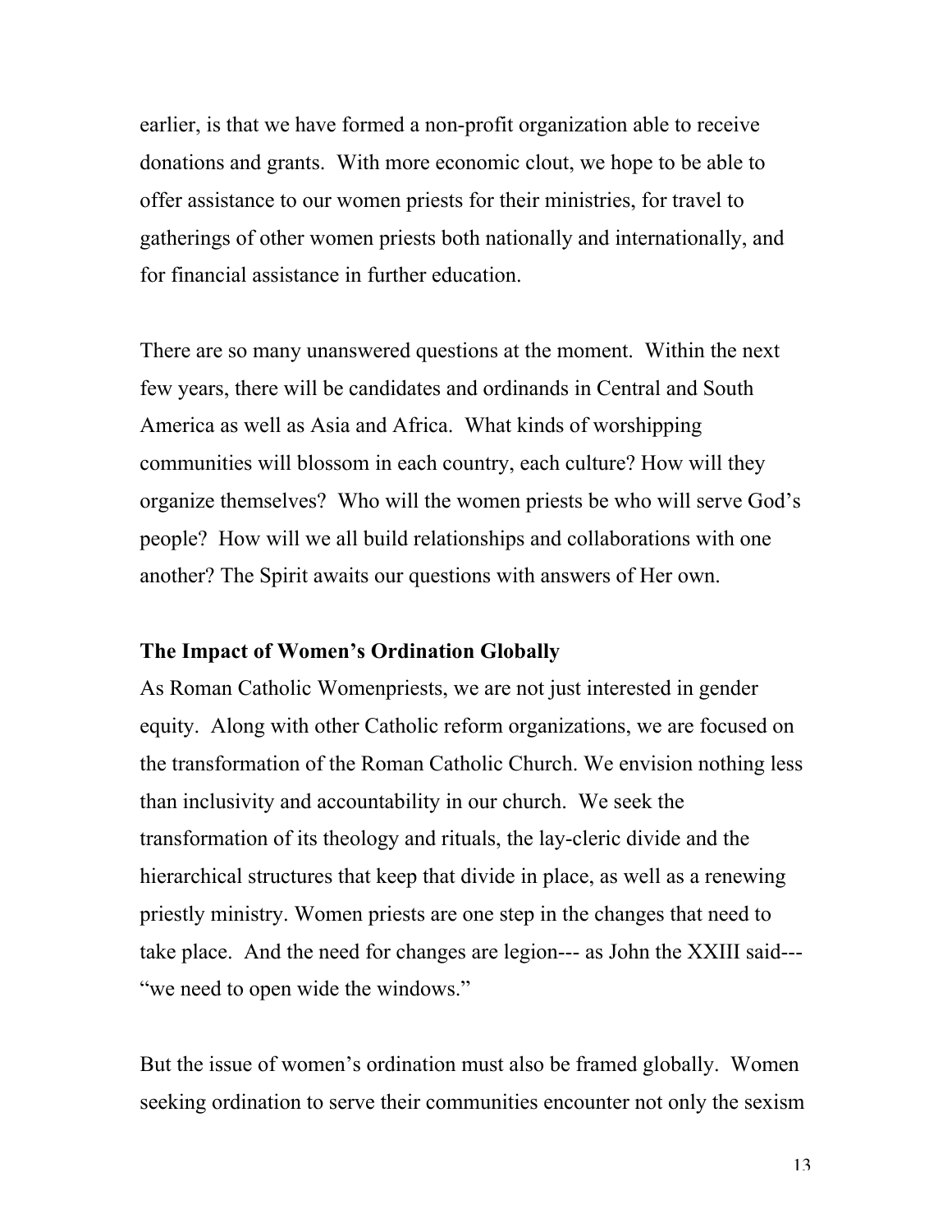earlier, is that we have formed a non-profit organization able to receive donations and grants. With more economic clout, we hope to be able to offer assistance to our women priests for their ministries, for travel to gatherings of other women priests both nationally and internationally, and for financial assistance in further education.

There are so many unanswered questions at the moment. Within the next few years, there will be candidates and ordinands in Central and South America as well as Asia and Africa. What kinds of worshipping communities will blossom in each country, each culture? How will they organize themselves? Who will the women priests be who will serve God's people? How will we all build relationships and collaborations with one another? The Spirit awaits our questions with answers of Her own.

**The Impact of Women's Ordination Globally**

As Roman Catholic Womenpriests, we are not just interested in gender equity. Along with other Catholic reform organizations, we are focused on the transformation of the Roman Catholic Church. We envision nothing less than inclusivity and accountability in our church. We seek the transformation of its theology and rituals, the lay-cleric divide and the hierarchical structures that keep that divide in place, as well as a renewing priestly ministry. Women priests are one step in the changes that need to take place. And the need for changes are legion--- as John the XXIII said--- "we need to open wide the windows."

But the issue of women's ordination must also be framed globally. Women seeking ordination to serve their communities encounter not only the sexism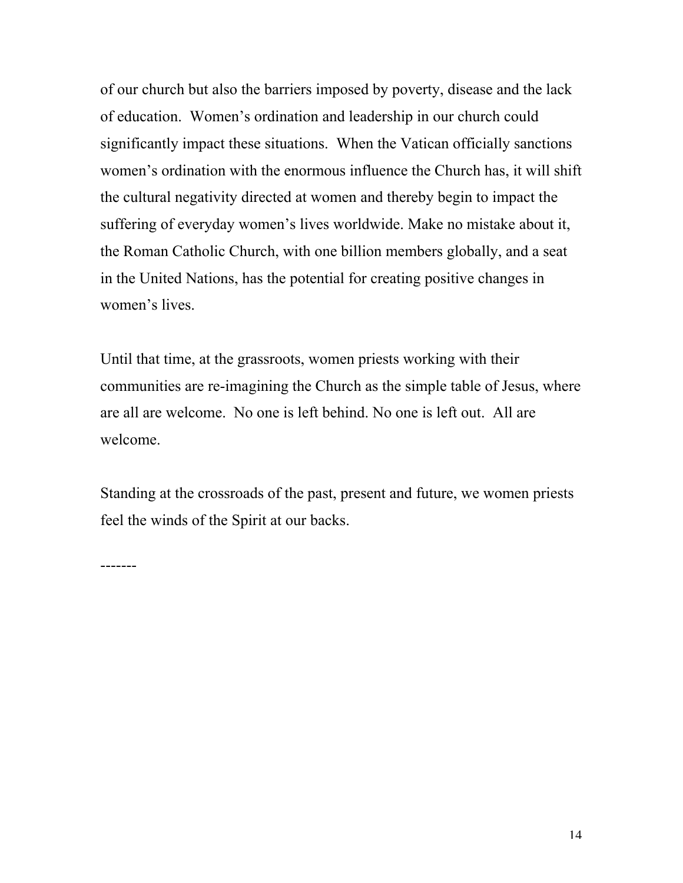of our church but also the barriers imposed by poverty, disease and the lack of education. Women's ordination and leadership in our church could significantly impact these situations. When the Vatican officially sanctions women's ordination with the enormous influence the Church has, it will shift the cultural negativity directed at women and thereby begin to impact the suffering of everyday women's lives worldwide. Make no mistake about it, the Roman Catholic Church, with one billion members globally, and a seat in the United Nations, has the potential for creating positive changes in women's lives.

Until that time, at the grassroots, women priests working with their communities are re-imagining the Church as the simple table of Jesus, where are all are welcome. No one is left behind. No one is left out. All are welcome.

Standing at the crossroads of the past, present and future, we women priests feel the winds of the Spirit at our backs.

-------